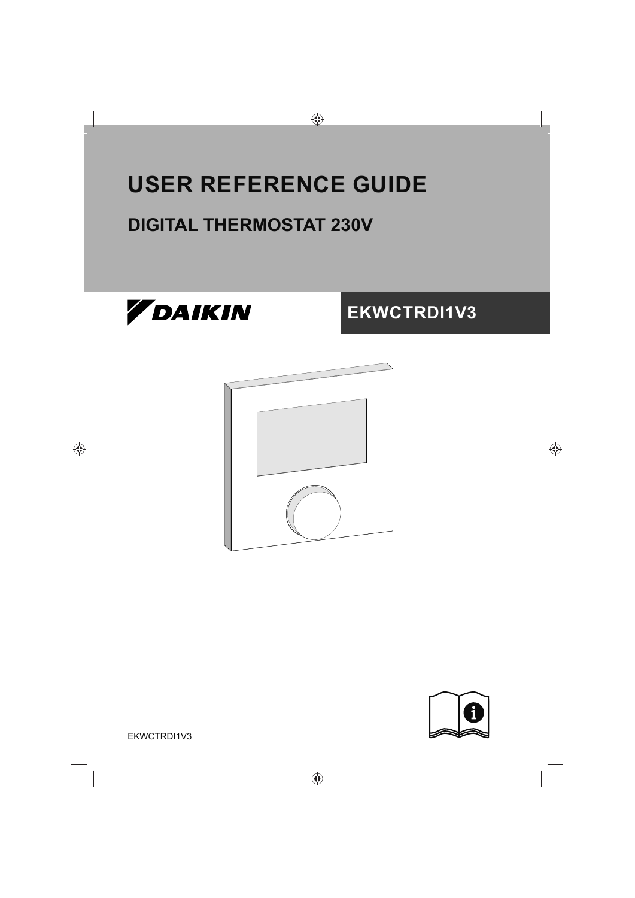# USER REFERENCE GUIDE

## DIGITAL THERMOSTAT 230V

DAIKIN

**EKWCTRDI1V3**

EKWCTRDI1V3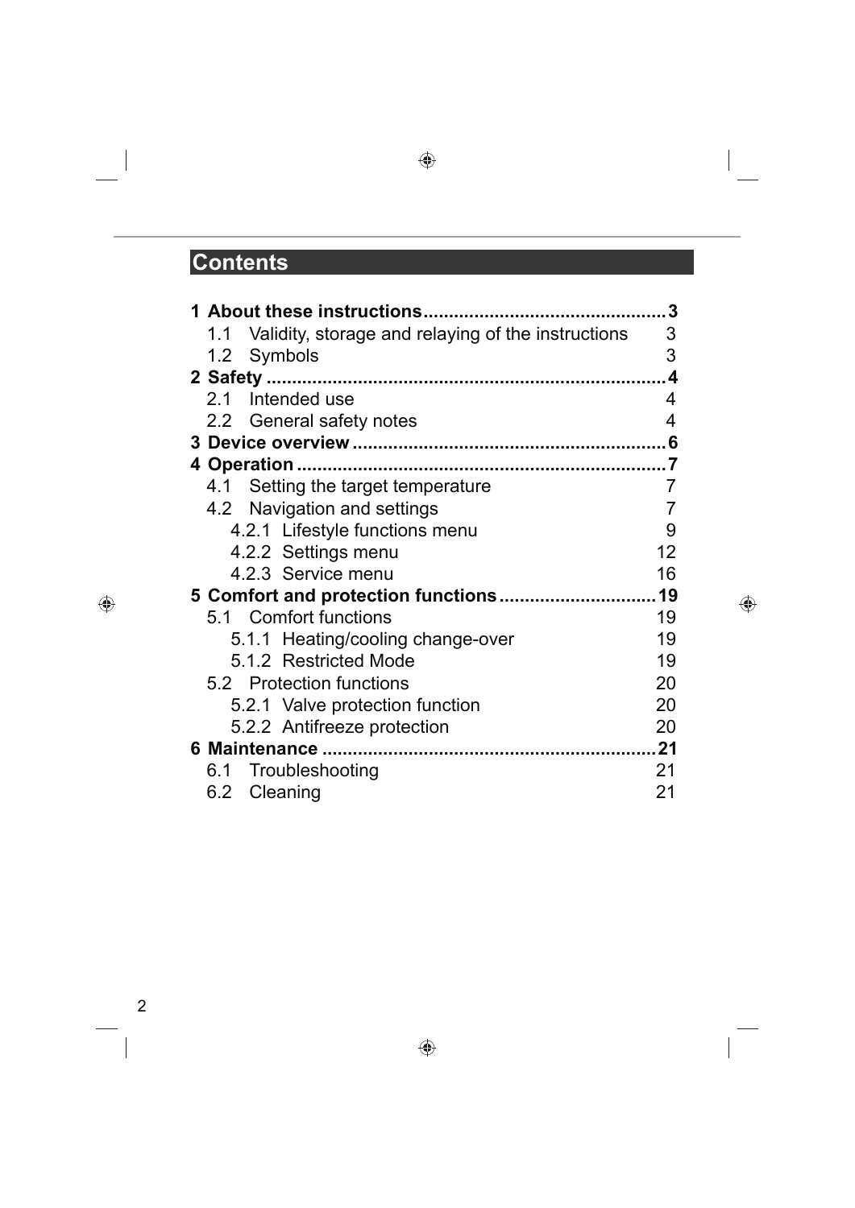# Contents

**1 About these instructions ................................................ 3**

1.1 Validity, storage and relaying of the instructions 3

1.2 Symbols 3

**2 Safety ................................................................................ 4**

2.1 Intended use 4

2.2 General safety notes 4

**3 Device overview ............................................................. 6**

**4 Operation ......................................................................... 7**

4.1 Setting the target temperature 7

4.2 Navigation and settings 7

4.2.1 Lifestyle functions menu 9

4.2.2 Settings menu 12

4.2.3 Service menu 16

**5 Comfort and protection functions ............................... 19**

5.1 Comfort functions 19

5.1.1 Heating/cooling change-over 19

5.1.2 Restricted Mode 19

5.2 Protection functions 20

5.2.1 Valve protection function 20

5.2.2 Antifreeze protection 20

**6 Maintenance .................................................................. 21**

6.1 Troubleshooting 21

6.2 Cleaning 21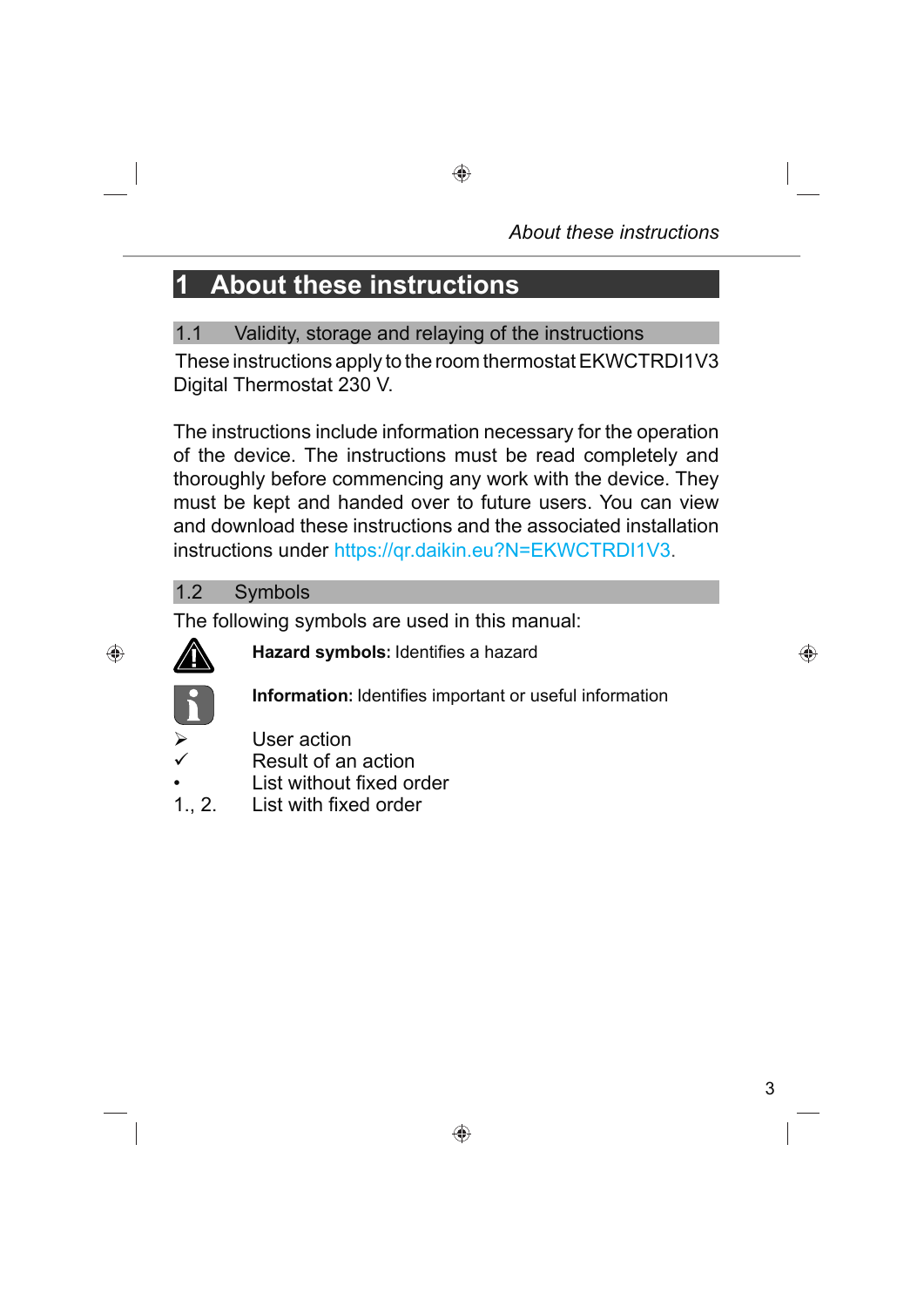# 1 About these instructions

## 1.1 Validity, storage and relaying of the instructions

These instructions apply to the room thermostat EKWCTRDI1V3 Digital Thermostat 230 V.

The instructions include information necessary for the operation of the device. The instructions must be read completely and thoroughly before commencing any work with the device. They must be kept and handed over to future users. You can view and download these instructions and the associated installation instructions under https://qr.daikin.eu?N=EKWCTRDI1V3.

## 1.2 Symbols

The following symbols are used in this manual:

| Symbol | Meaning |
|---|---|
| ⚠ | **Hazard symbols:** Identifies a hazard |
| ℹ | **Information:** Identifies important or useful information |
| ➢ | User action |
| ✓ | Result of an action |
| • | List without fixed order |
| 1., 2. | List with fixed order |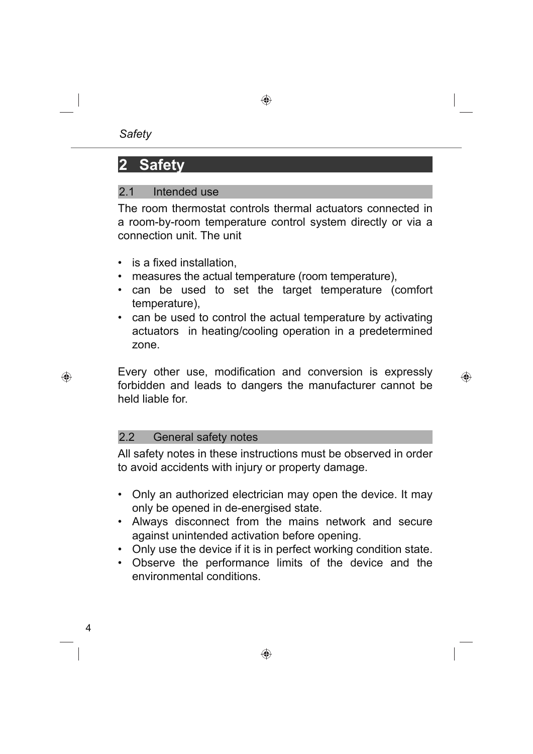# 2 Safety

## 2.1 Intended use

The room thermostat controls thermal actuators connected in a room-by-room temperature control system directly or via a connection unit. The unit

- is a fixed installation,
- measures the actual temperature (room temperature),
- can be used to set the target temperature (comfort temperature),
- can be used to control the actual temperature by activating actuators in heating/cooling operation in a predetermined zone.

Every other use, modification and conversion is expressly forbidden and leads to dangers the manufacturer cannot be held liable for.

## 2.2 General safety notes

All safety notes in these instructions must be observed in order to avoid accidents with injury or property damage.

- Only an authorized electrician may open the device. It may only be opened in de-energised state.
- Always disconnect from the mains network and secure against unintended activation before opening.
- Only use the device if it is in perfect working condition state.
- Observe the performance limits of the device and the environmental conditions.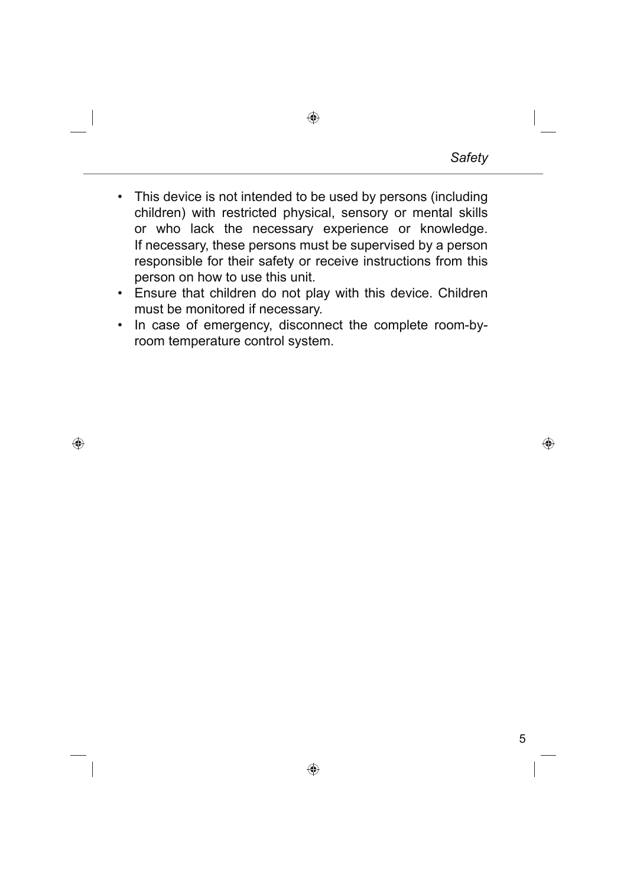- This device is not intended to be used by persons (including children) with restricted physical, sensory or mental skills or who lack the necessary experience or knowledge. If necessary, these persons must be supervised by a person responsible for their safety or receive instructions from this person on how to use this unit.
- Ensure that children do not play with this device. Children must be monitored if necessary.
- In case of emergency, disconnect the complete room-by-room temperature control system.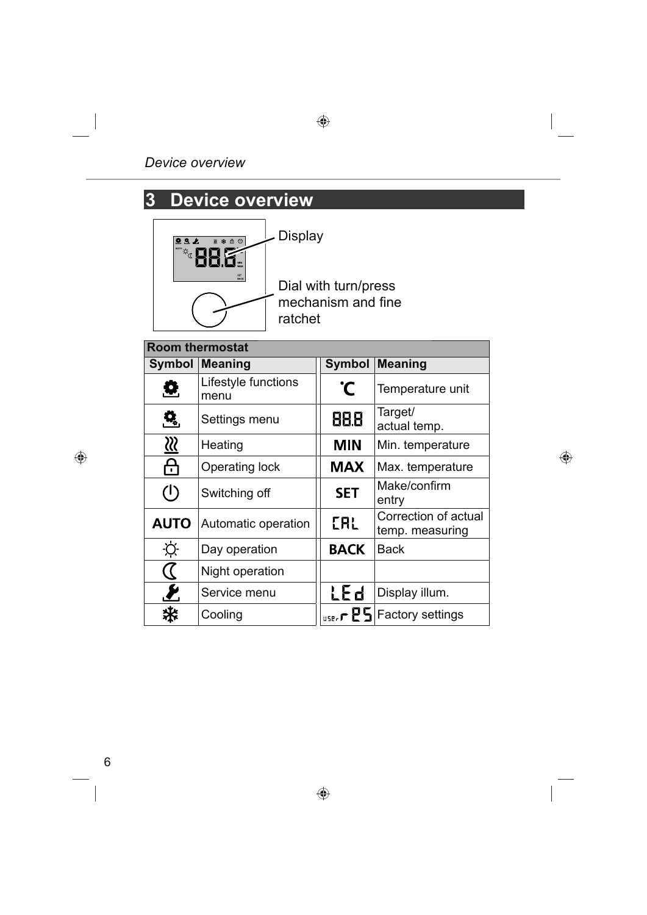# 3 Device overview

Display

Dial with turn/press mechanism and fine ratchet

| Room thermostat | | | |
|---|---|---|---|
| **Symbol** | **Meaning** | **Symbol** | **Meaning** |
| | Lifestyle functions menu | °C | Temperature unit |
| | Settings menu | 88.8 | Target/ actual temp. |
| | Heating | MIN | Min. temperature |
| | Operating lock | MAX | Max. temperature |
| | Switching off | SET | Make/confirm entry |
| AUTO | Automatic operation | CAL | Correction of actual temp. measuring |
| | Day operation | BACK | Back |
| | Night operation | | |
| | Service menu | LEd | Display illum. |
| | Cooling | USEr rES | Factory settings |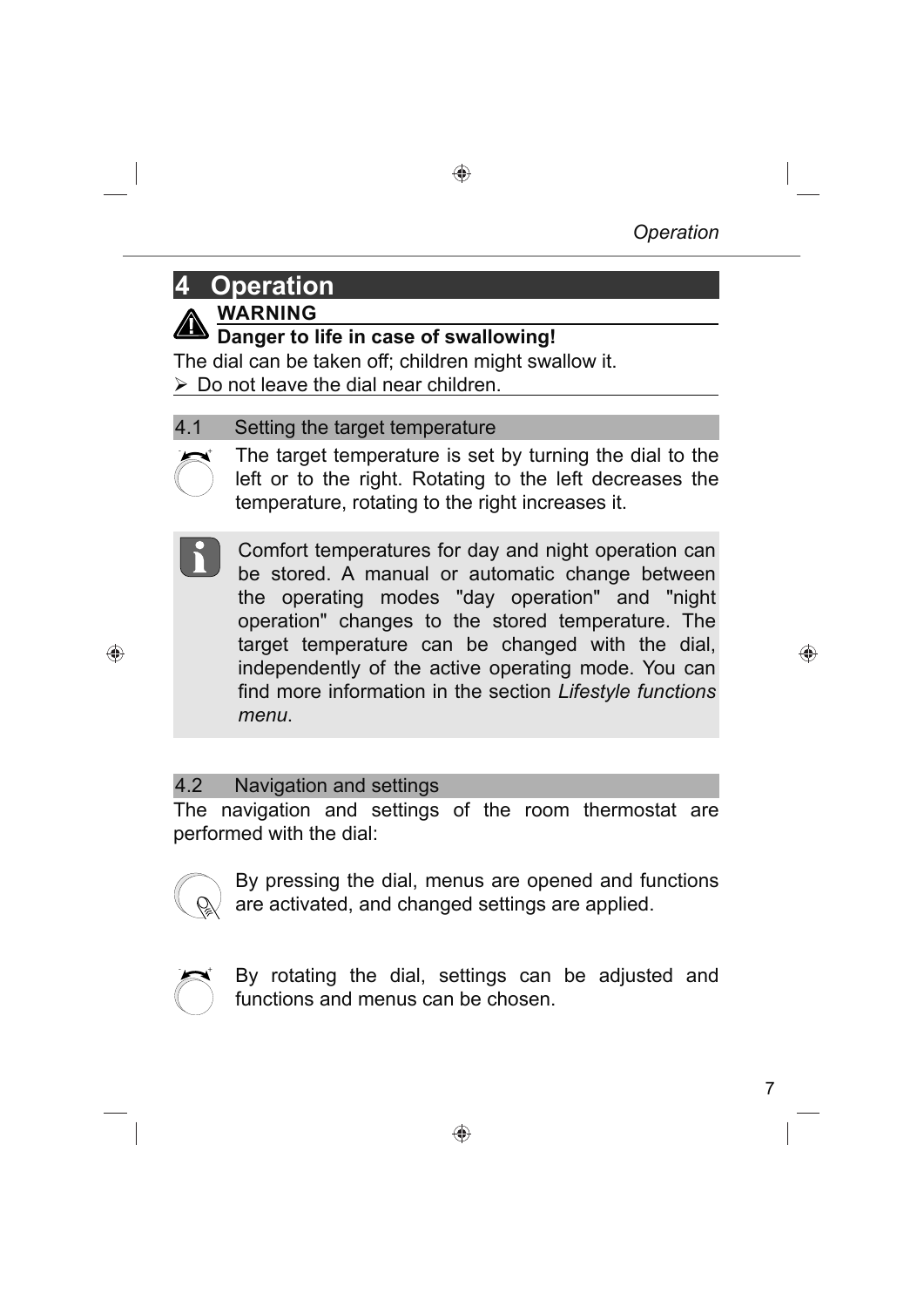# 4 Operation

**WARNING**

**Danger to life in case of swallowing!**

The dial can be taken off; children might swallow it.

- Do not leave the dial near children.

## 4.1 Setting the target temperature

The target temperature is set by turning the dial to the left or to the right. Rotating to the left decreases the temperature, rotating to the right increases it.

Comfort temperatures for day and night operation can be stored. A manual or automatic change between the operating modes "day operation" and "night operation" changes to the stored temperature. The target temperature can be changed with the dial, independently of the active operating mode. You can find more information in the section *Lifestyle functions menu*.

## 4.2 Navigation and settings

The navigation and settings of the room thermostat are performed with the dial:

By pressing the dial, menus are opened and functions are activated, and changed settings are applied.

By rotating the dial, settings can be adjusted and functions and menus can be chosen.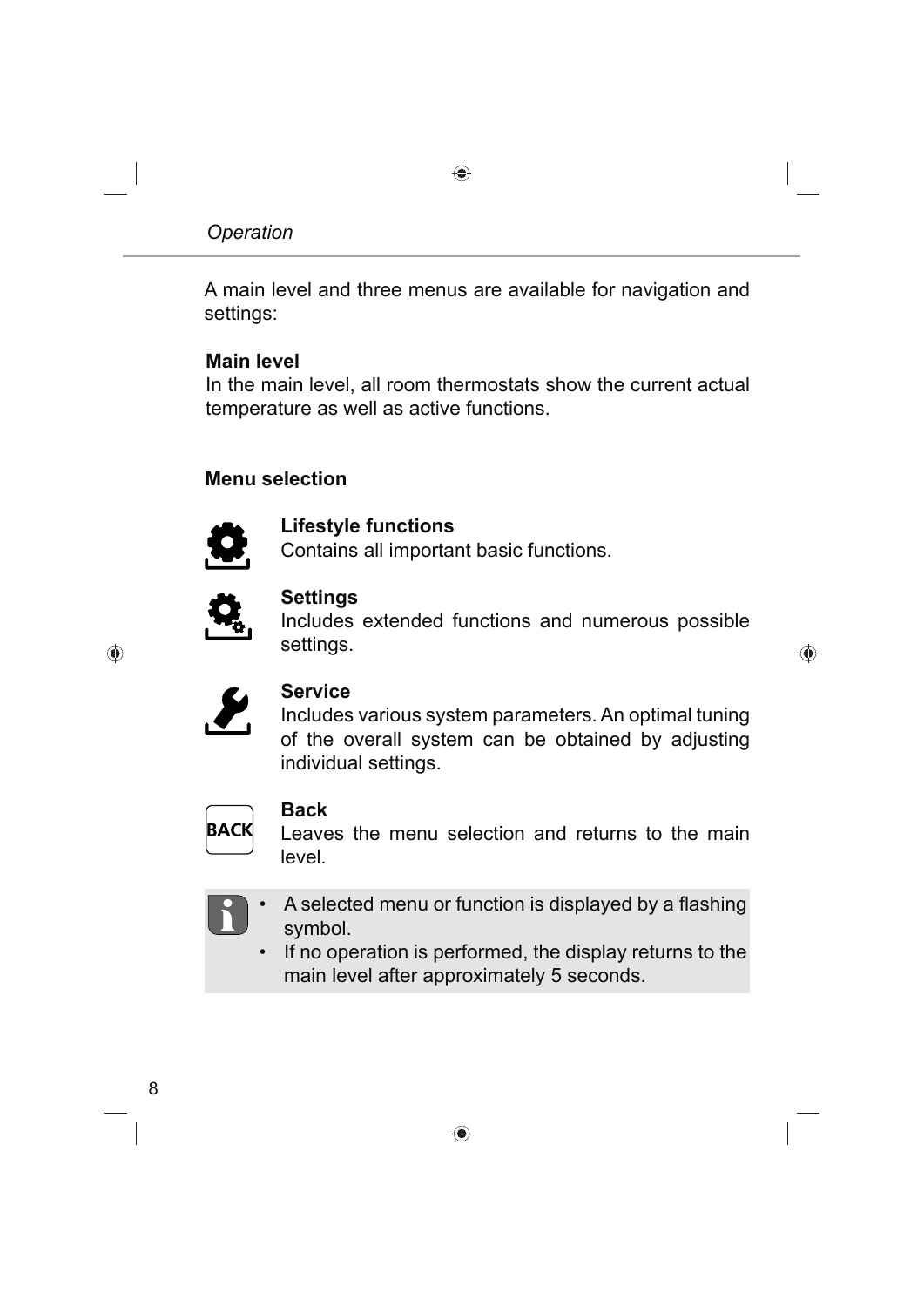A main level and three menus are available for navigation and settings:

**Main level**
In the main level, all room thermostats show the current actual temperature as well as active functions.

**Menu selection**

**Lifestyle functions**
Contains all important basic functions.

**Settings**
Includes extended functions and numerous possible settings.

**Service**
Includes various system parameters. An optimal tuning of the overall system can be obtained by adjusting individual settings.

**Back**
Leaves the menu selection and returns to the main level.

- A selected menu or function is displayed by a flashing symbol.
- If no operation is performed, the display returns to the main level after approximately 5 seconds.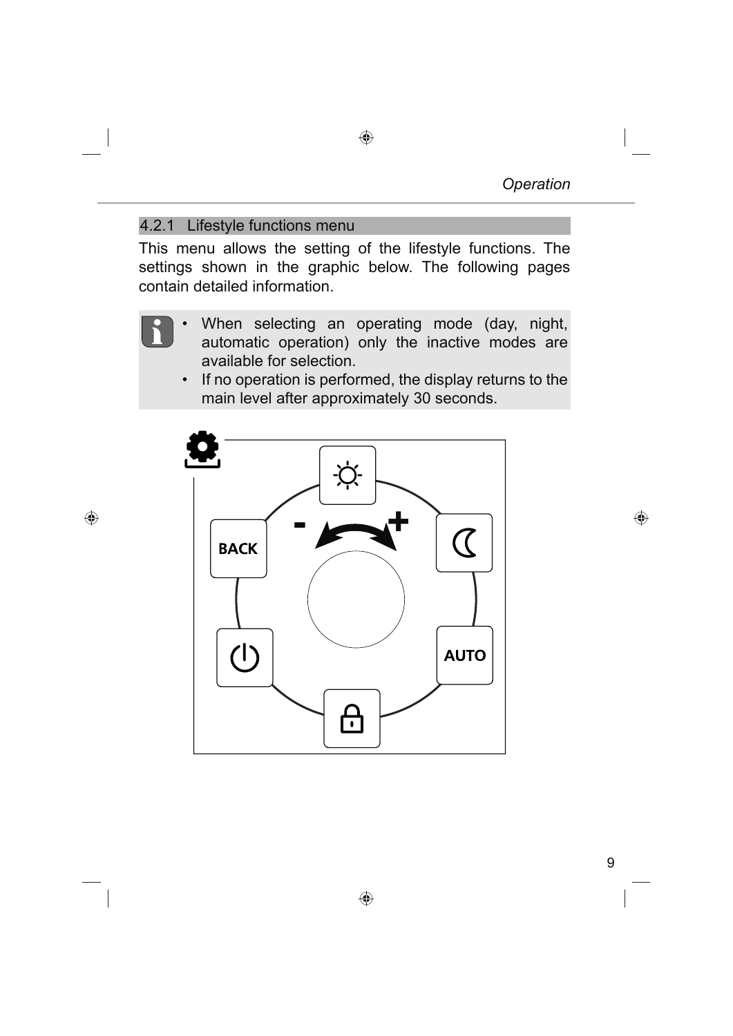### 4.2.1 Lifestyle functions menu

This menu allows the setting of the lifestyle functions. The settings shown in the graphic below. The following pages contain detailed information.

- When selecting an operating mode (day, night, automatic operation) only the inactive modes are available for selection.
- If no operation is performed, the display returns to the main level after approximately 30 seconds.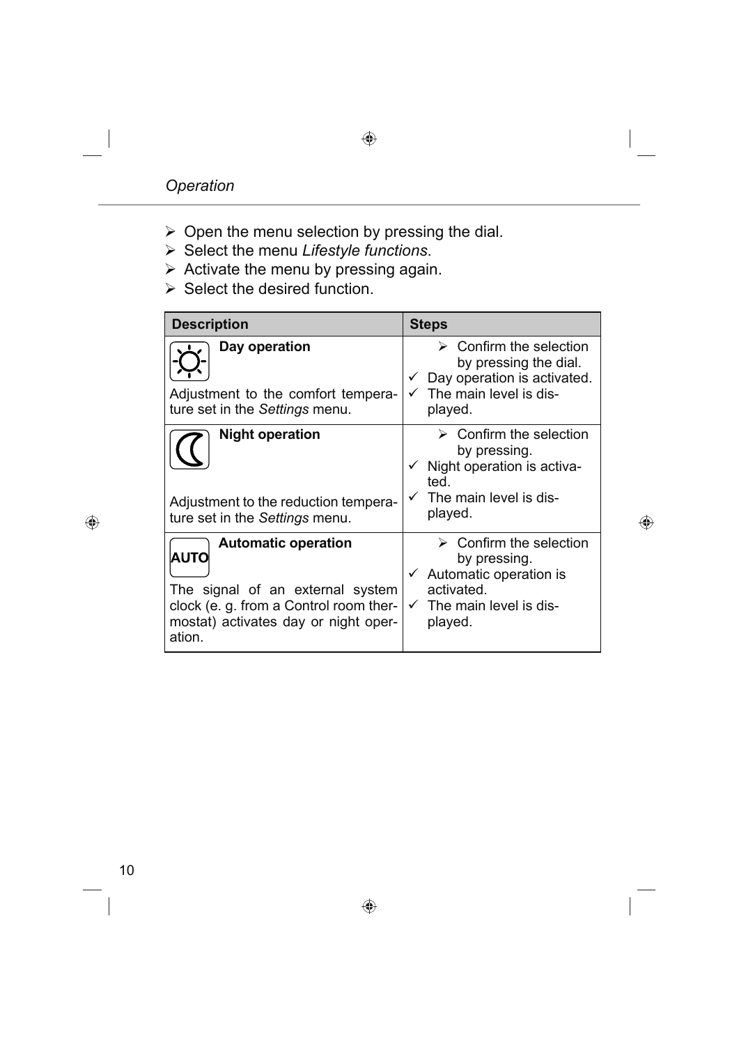- ➢ Open the menu selection by pressing the dial.
- ➢ Select the menu *Lifestyle functions*.
- ➢ Activate the menu by pressing again.
- ➢ Select the desired function.

| Description | Steps |
|---|---|
| **Day operation**<br><br>Adjustment to the comfort temperature set in the *Settings* menu. | ➢ Confirm the selection by pressing the dial.<br>✓ Day operation is activated.<br>✓ The main level is displayed. |
| **Night operation**<br><br>Adjustment to the reduction temperature set in the *Settings* menu. | ➢ Confirm the selection by pressing.<br>✓ Night operation is activated.<br>✓ The main level is displayed. |
| AUTO **Automatic operation**<br><br>The signal of an external system clock (e. g. from a Control room thermostat) activates day or night operation. | ➢ Confirm the selection by pressing.<br>✓ Automatic operation is activated.<br>✓ The main level is displayed. |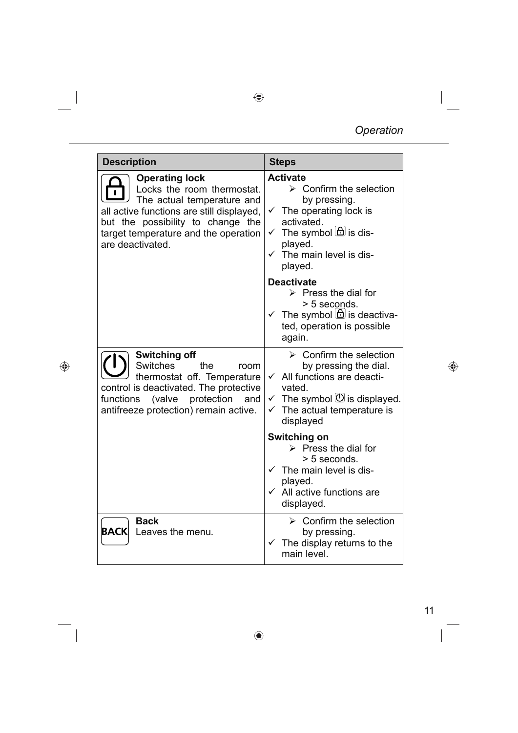| Description | Steps |
|---|---|
| **Operating lock**<br>Locks the room thermostat. The actual temperature and all active functions are still displayed, but the possibility to change the target temperature and the operation are deactivated. | **Activate**<br>➢ Confirm the selection by pressing.<br>✓ The operating lock is activated.<br>✓ The symbol 🔒 is displayed.<br>✓ The main level is displayed.<br><br>**Deactivate**<br>➢ Press the dial for > 5 seconds.<br>✓ The symbol 🔒 is deactivated, operation is possible again. |
| **Switching off**<br>Switches the room thermostat off. Temperature control is deactivated. The protective functions (valve protection and antifreeze protection) remain active. | ➢ Confirm the selection by pressing the dial.<br>✓ All functions are deactivated.<br>✓ The symbol ⏻ is displayed.<br>✓ The actual temperature is displayed<br><br>**Switching on**<br>➢ Press the dial for > 5 seconds.<br>✓ The main level is displayed.<br>✓ All active functions are displayed. |
| **BACK** **Back**<br>Leaves the menu. | ➢ Confirm the selection by pressing.<br>✓ The display returns to the main level. |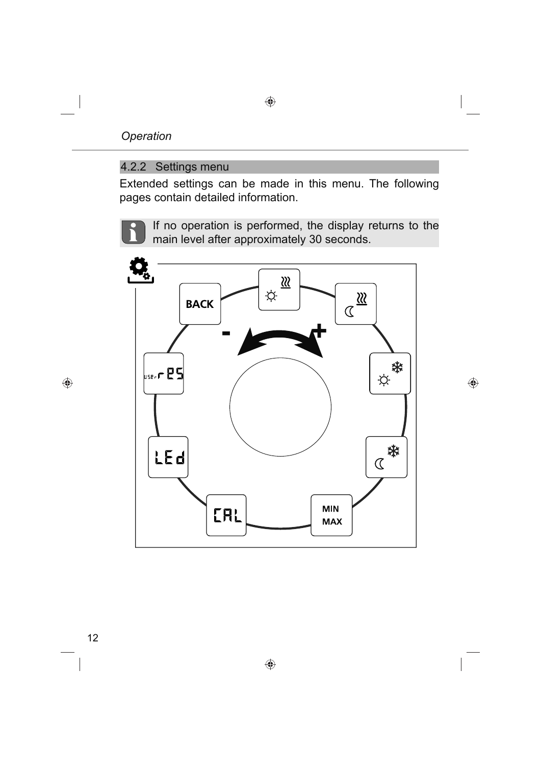### 4.2.2 Settings menu

Extended settings can be made in this menu. The following pages contain detailed information.

> If no operation is performed, the display returns to the main level after approximately 30 seconds.

BACK

\-

\+

userrES

LEd

CAL

MIN
MAX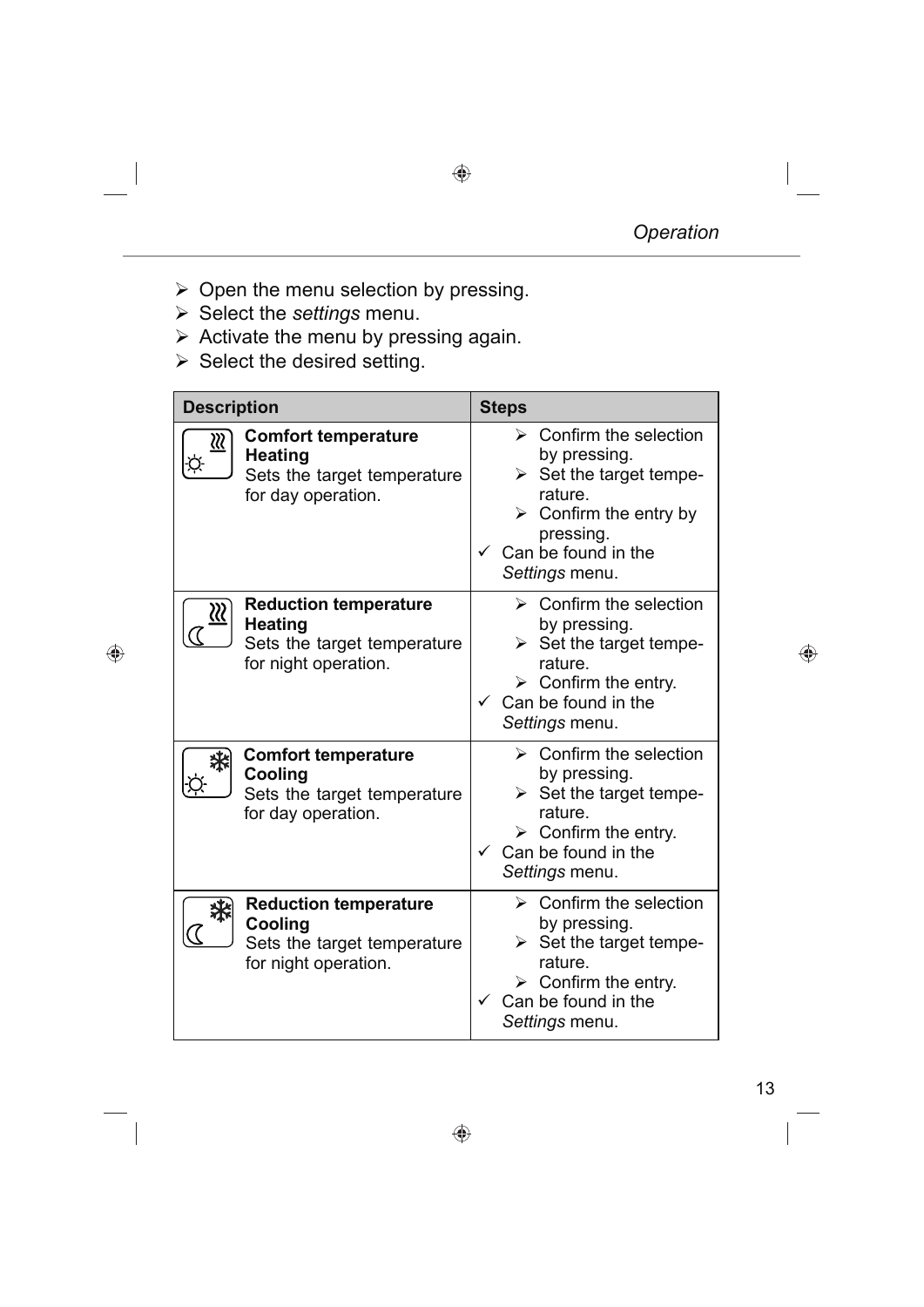- ➢ Open the menu selection by pressing.
- ➢ Select the *settings* menu.
- ➢ Activate the menu by pressing again.
- ➢ Select the desired setting.

| Description | Steps |
|---|---|
| **Comfort temperature Heating**<br>Sets the target temperature for day operation. | ➢ Confirm the selection by pressing.<br>➢ Set the target temperature.<br>➢ Confirm the entry by pressing.<br>✓ Can be found in the *Settings* menu. |
| **Reduction temperature Heating**<br>Sets the target temperature for night operation. | ➢ Confirm the selection by pressing.<br>➢ Set the target temperature.<br>➢ Confirm the entry.<br>✓ Can be found in the *Settings* menu. |
| **Comfort temperature Cooling**<br>Sets the target temperature for day operation. | ➢ Confirm the selection by pressing.<br>➢ Set the target temperature.<br>➢ Confirm the entry.<br>✓ Can be found in the *Settings* menu. |
| **Reduction temperature Cooling**<br>Sets the target temperature for night operation. | ➢ Confirm the selection by pressing.<br>➢ Set the target temperature.<br>➢ Confirm the entry.<br>✓ Can be found in the *Settings* menu. |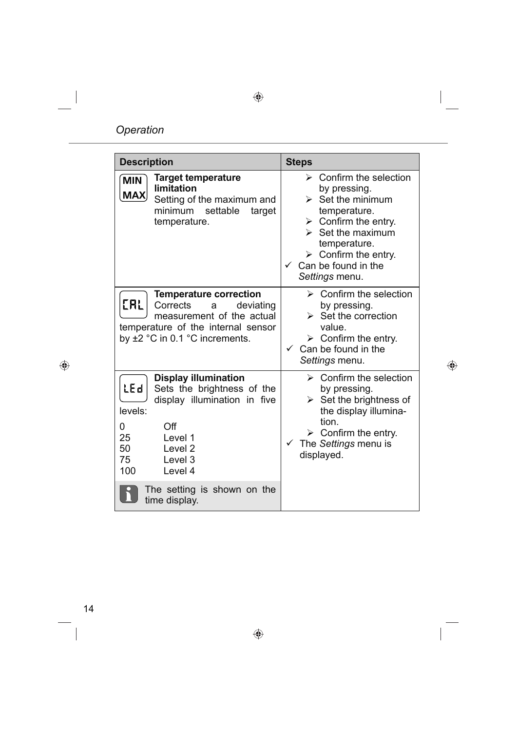## Operation

| Description | Steps |
|---|---|
| MIN MAX **Target temperature limitation** Setting of the maximum and minimum settable target temperature. | ➢ Confirm the selection by pressing.<br>➢ Set the minimum temperature.<br>➢ Confirm the entry.<br>➢ Set the maximum temperature.<br>➢ Confirm the entry.<br>✓ Can be found in the *Settings* menu. |
| CAL **Temperature correction** Corrects a deviating measurement of the actual temperature of the internal sensor by ±2 °C in 0.1 °C increments. | ➢ Confirm the selection by pressing.<br>➢ Set the correction value.<br>➢ Confirm the entry.<br>✓ Can be found in the *Settings* menu. |
| LEd **Display illumination** Sets the brightness of the display illumination in five levels:<br>0 Off<br>25 Level 1<br>50 Level 2<br>75 Level 3<br>100 Level 4<br>The setting is shown on the time display. | ➢ Confirm the selection by pressing.<br>➢ Set the brightness of the display illumination.<br>➢ Confirm the entry.<br>✓ The *Settings* menu is displayed. |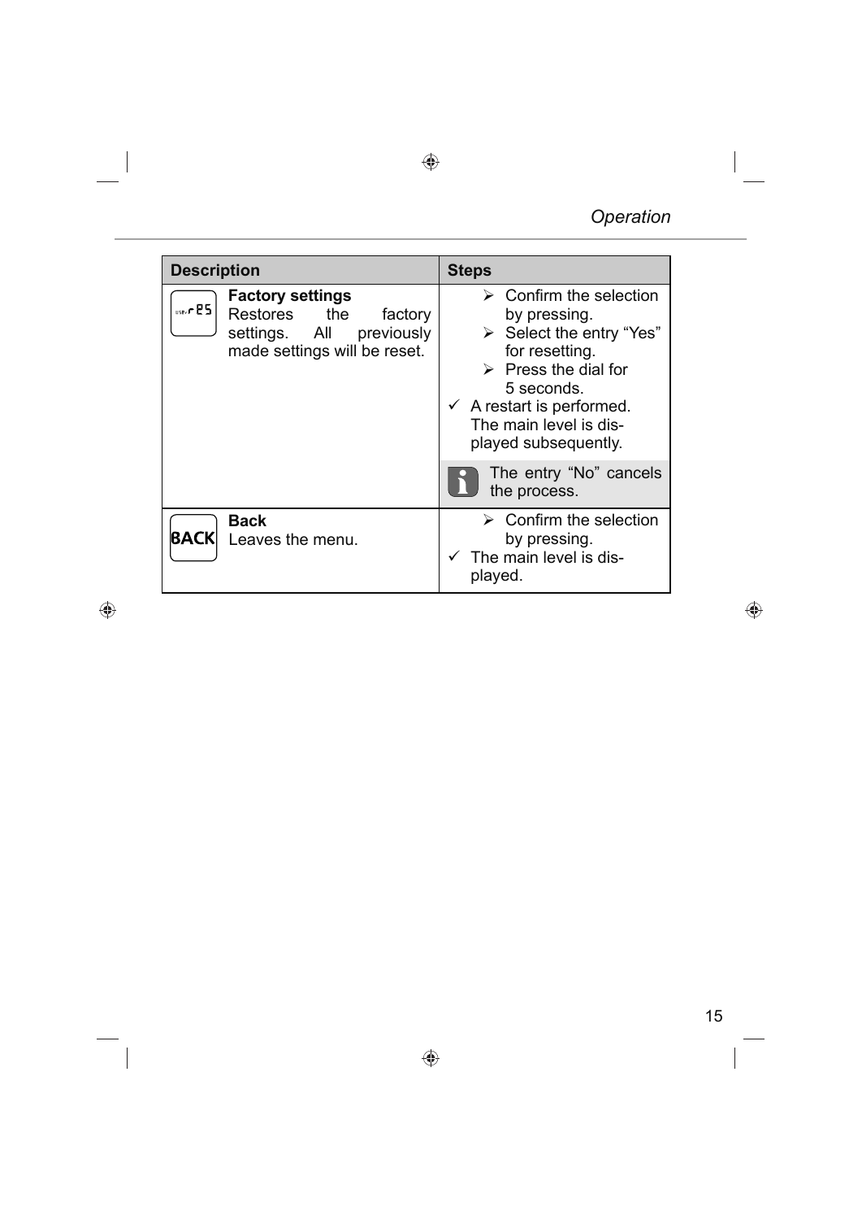| Description | Steps |
|---|---|
| USER rES **Factory settings** Restores the factory settings. All previously made settings will be reset. | ➢ Confirm the selection by pressing.<br>➢ Select the entry “Yes” for resetting.<br>➢ Press the dial for 5 seconds.<br>✓ A restart is performed. The main level is displayed subsequently.<br><br>The entry “No” cancels the process. |
| BACK **Back** Leaves the menu. | ➢ Confirm the selection by pressing.<br>✓ The main level is displayed. |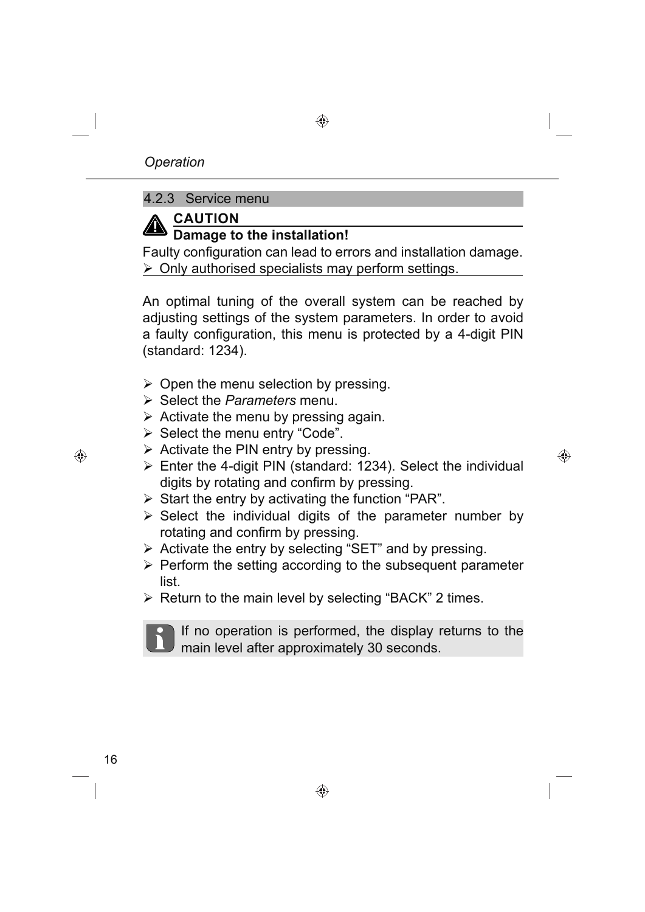#### 4.2.3 Service menu

**CAUTION**

**Damage to the installation!**

Faulty configuration can lead to errors and installation damage.

- Only authorised specialists may perform settings.

An optimal tuning of the overall system can be reached by adjusting settings of the system parameters. In order to avoid a faulty configuration, this menu is protected by a 4-digit PIN (standard: 1234).

- Open the menu selection by pressing.
- Select the *Parameters* menu.
- Activate the menu by pressing again.
- Select the menu entry “Code”.
- Activate the PIN entry by pressing.
- Enter the 4-digit PIN (standard: 1234). Select the individual digits by rotating and confirm by pressing.
- Start the entry by activating the function “PAR”.
- Select the individual digits of the parameter number by rotating and confirm by pressing.
- Activate the entry by selecting “SET” and by pressing.
- Perform the setting according to the subsequent parameter list.
- Return to the main level by selecting “BACK” 2 times.

If no operation is performed, the display returns to the main level after approximately 30 seconds.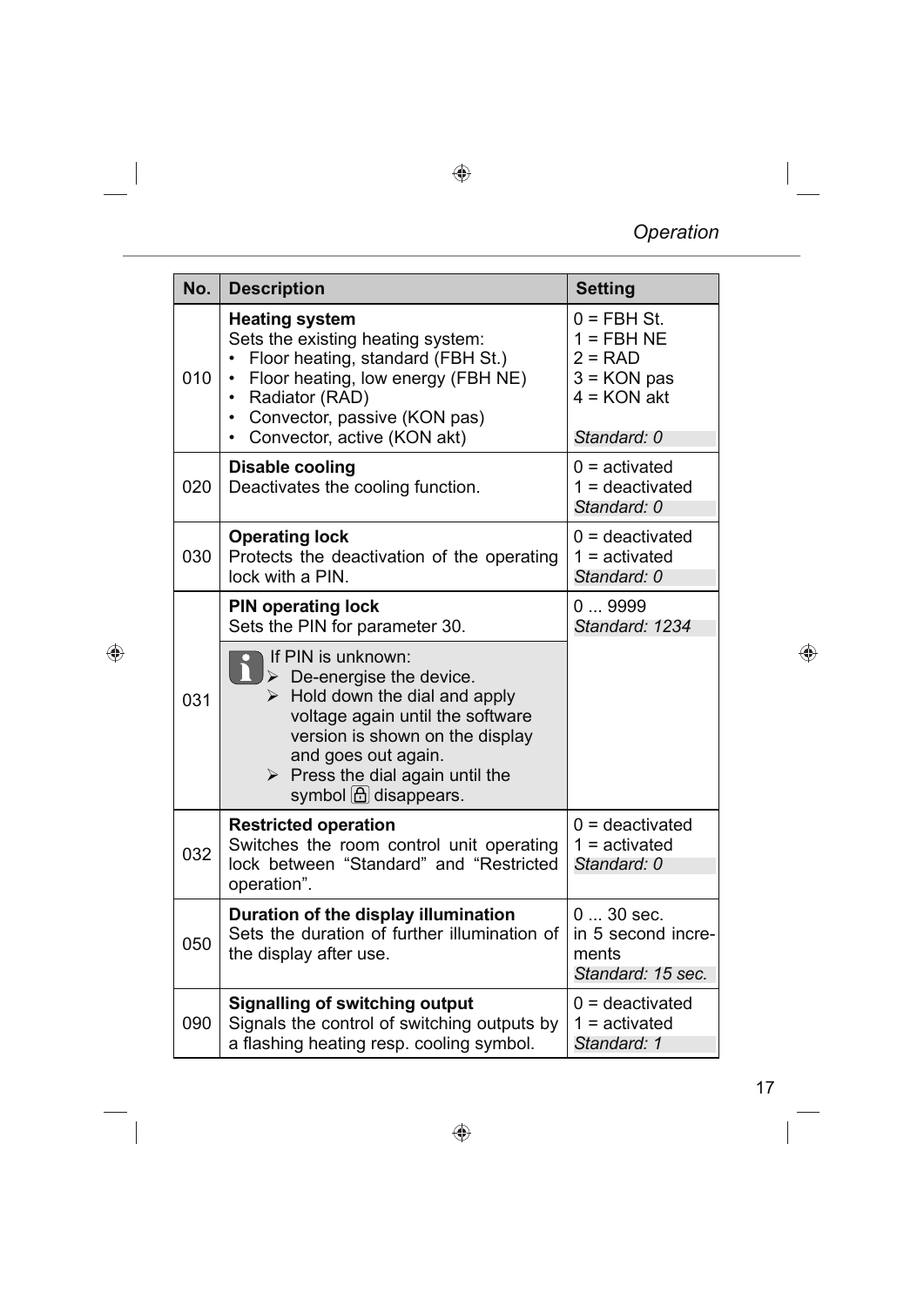| No. | Description | Setting |
|---|---|---|
| 010 | **Heating system**<br>Sets the existing heating system:<br>• Floor heating, standard (FBH St.)<br>• Floor heating, low energy (FBH NE)<br>• Radiator (RAD)<br>• Convector, passive (KON pas)<br>• Convector, active (KON akt) | 0 = FBH St.<br>1 = FBH NE<br>2 = RAD<br>3 = KON pas<br>4 = KON akt<br>*Standard: 0* |
| 020 | **Disable cooling**<br>Deactivates the cooling function. | 0 = activated<br>1 = deactivated<br>*Standard: 0* |
| 030 | **Operating lock**<br>Protects the deactivation of the operating lock with a PIN. | 0 = deactivated<br>1 = activated<br>*Standard: 0* |
| 031 | **PIN operating lock**<br>Sets the PIN for parameter 30.<br><br>If PIN is unknown:<br>➢ De-energise the device.<br>➢ Hold down the dial and apply voltage again until the software version is shown on the display and goes out again.<br>➢ Press the dial again until the symbol 🔒 disappears. | 0 ... 9999<br>*Standard: 1234* |
| 032 | **Restricted operation**<br>Switches the room control unit operating lock between "Standard" and "Restricted operation". | 0 = deactivated<br>1 = activated<br>*Standard: 0* |
| 050 | **Duration of the display illumination**<br>Sets the duration of further illumination of the display after use. | 0 ... 30 sec.<br>in 5 second increments<br>*Standard: 15 sec.* |
| 090 | **Signalling of switching output**<br>Signals the control of switching outputs by a flashing heating resp. cooling symbol. | 0 = deactivated<br>1 = activated<br>*Standard: 1* |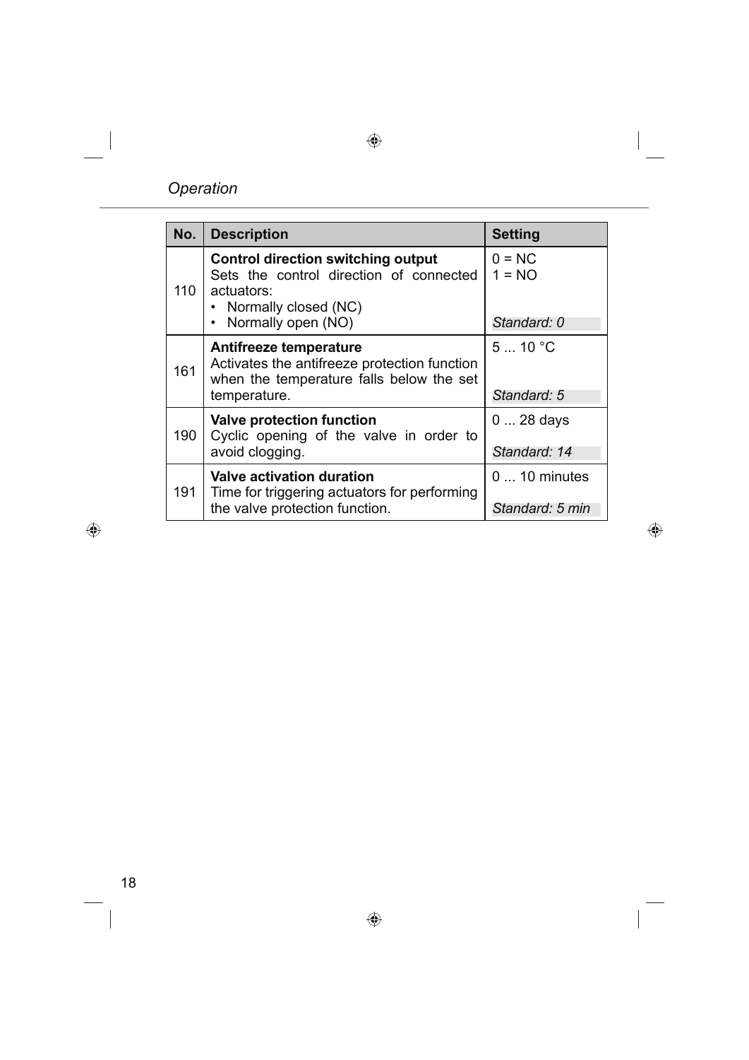## Operation

| No. | Description | Setting |
|---|---|---|
| 110 | **Control direction switching output**<br>Sets the control direction of connected actuators:<br>• Normally closed (NC)<br>• Normally open (NO) | 0 = NC<br>1 = NO<br><br>*Standard: 0* |
| 161 | **Antifreeze temperature**<br>Activates the antifreeze protection function when the temperature falls below the set temperature. | 5 ... 10 °C<br><br>*Standard: 5* |
| 190 | **Valve protection function**<br>Cyclic opening of the valve in order to avoid clogging. | 0 ... 28 days<br><br>*Standard: 14* |
| 191 | **Valve activation duration**<br>Time for triggering actuators for performing the valve protection function. | 0 ... 10 minutes<br><br>*Standard: 5 min* |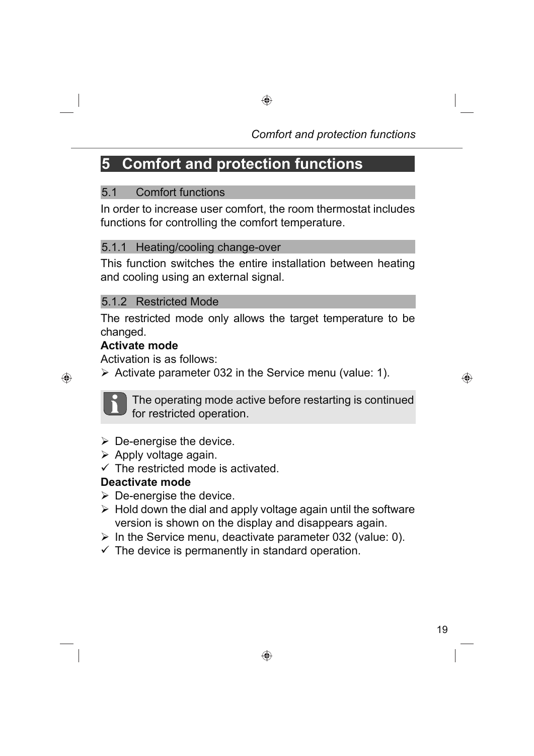# 5 Comfort and protection functions

## 5.1 Comfort functions

In order to increase user comfort, the room thermostat includes functions for controlling the comfort temperature.

### 5.1.1 Heating/cooling change-over

This function switches the entire installation between heating and cooling using an external signal.

### 5.1.2 Restricted Mode

The restricted mode only allows the target temperature to be changed.

**Activate mode**

Activation is as follows:

- ➢ Activate parameter 032 in the Service menu (value: 1).

> The operating mode active before restarting is continued for restricted operation.

- ➢ De-energise the device.
- ➢ Apply voltage again.
- ✓ The restricted mode is activated.

**Deactivate mode**

- ➢ De-energise the device.
- ➢ Hold down the dial and apply voltage again until the software version is shown on the display and disappears again.
- ➢ In the Service menu, deactivate parameter 032 (value: 0).
- ✓ The device is permanently in standard operation.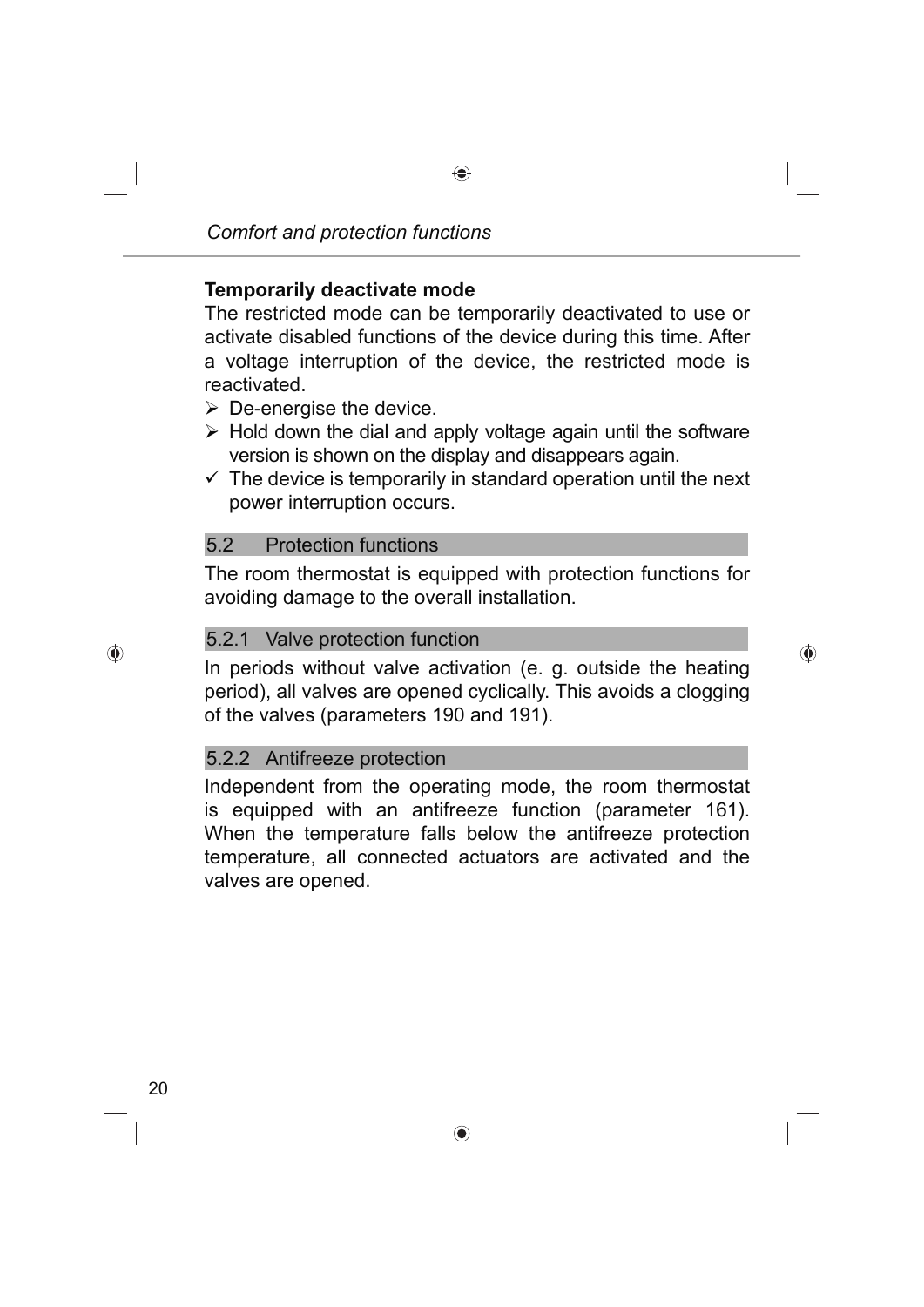### Temporarily deactivate mode

The restricted mode can be temporarily deactivated to use or activate disabled functions of the device during this time. After a voltage interruption of the device, the restricted mode is reactivated.

- ➢ De-energise the device.
- ➢ Hold down the dial and apply voltage again until the software version is shown on the display and disappears again.
- ✓ The device is temporarily in standard operation until the next power interruption occurs.

## 5.2 Protection functions

The room thermostat is equipped with protection functions for avoiding damage to the overall installation.

### 5.2.1 Valve protection function

In periods without valve activation (e. g. outside the heating period), all valves are opened cyclically. This avoids a clogging of the valves (parameters 190 and 191).

### 5.2.2 Antifreeze protection

Independent from the operating mode, the room thermostat is equipped with an antifreeze function (parameter 161). When the temperature falls below the antifreeze protection temperature, all connected actuators are activated and the valves are opened.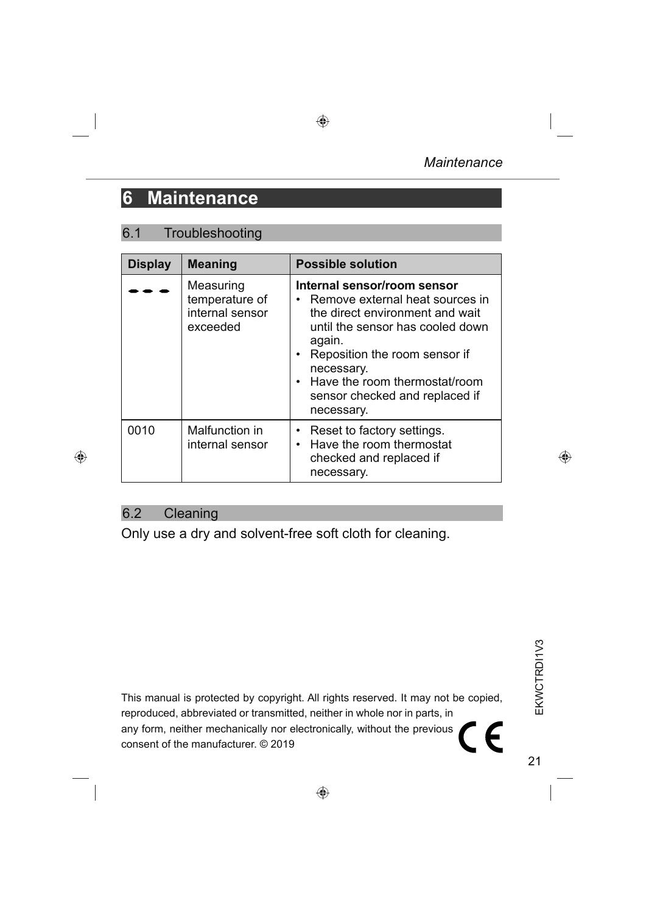# 6 Maintenance

## 6.1 Troubleshooting

| Display | Meaning | Possible solution |
|---|---|---|
| - - - | Measuring temperature of internal sensor exceeded | **Internal sensor/room sensor**<br>• Remove external heat sources in the direct environment and wait until the sensor has cooled down again.<br>• Reposition the room sensor if necessary.<br>• Have the room thermostat/room sensor checked and replaced if necessary. |
| 0010 | Malfunction in internal sensor | • Reset to factory settings.<br>• Have the room thermostat checked and replaced if necessary. |

## 6.2 Cleaning

Only use a dry and solvent-free soft cloth for cleaning.

This manual is protected by copyright. All rights reserved. It may not be copied, reproduced, abbreviated or transmitted, neither in whole nor in parts, in any form, neither mechanically nor electronically, without the previous consent of the manufacturer. © 2019

CE

EKWCTRDI1V3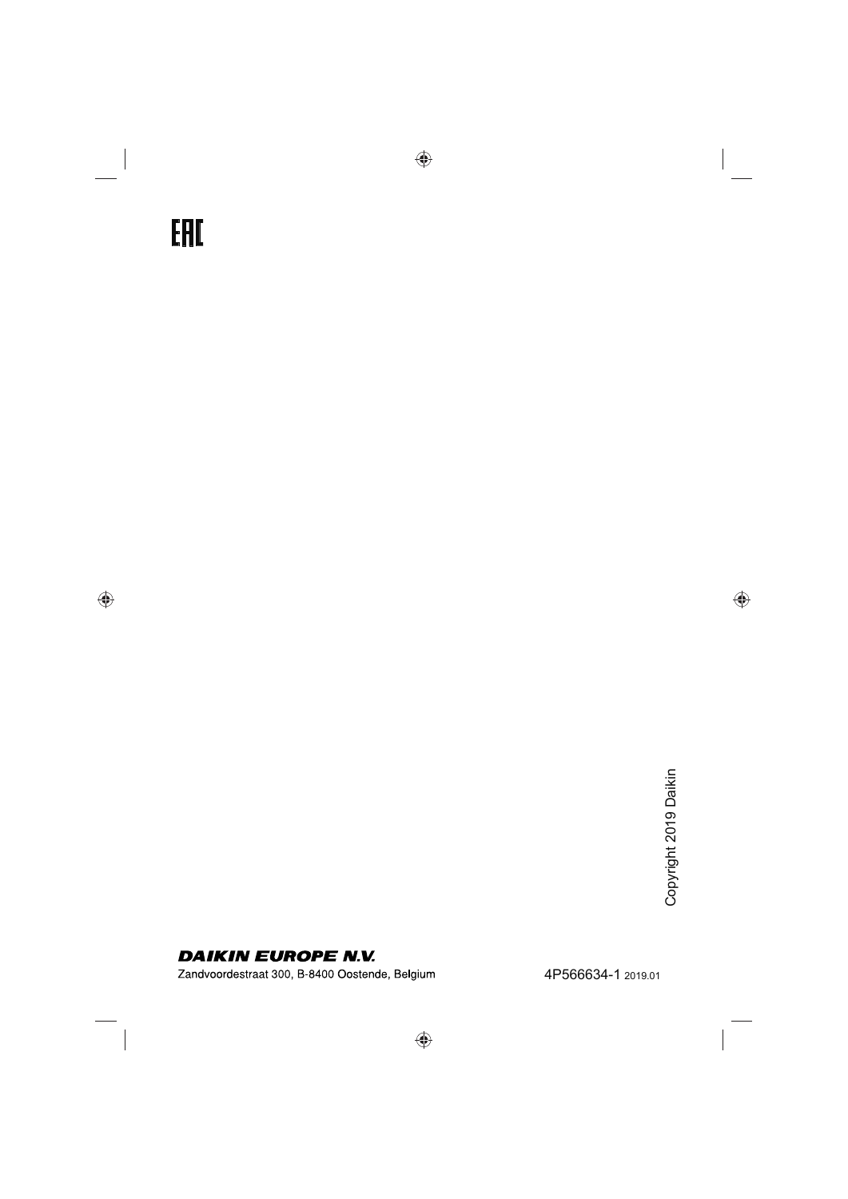EAC

Copyright 2019 Daikin

**DAIKIN EUROPE N.V.**

Zandvoordestraat 300, B-8400 Oostende, Belgium

4P566634-1 2019.01